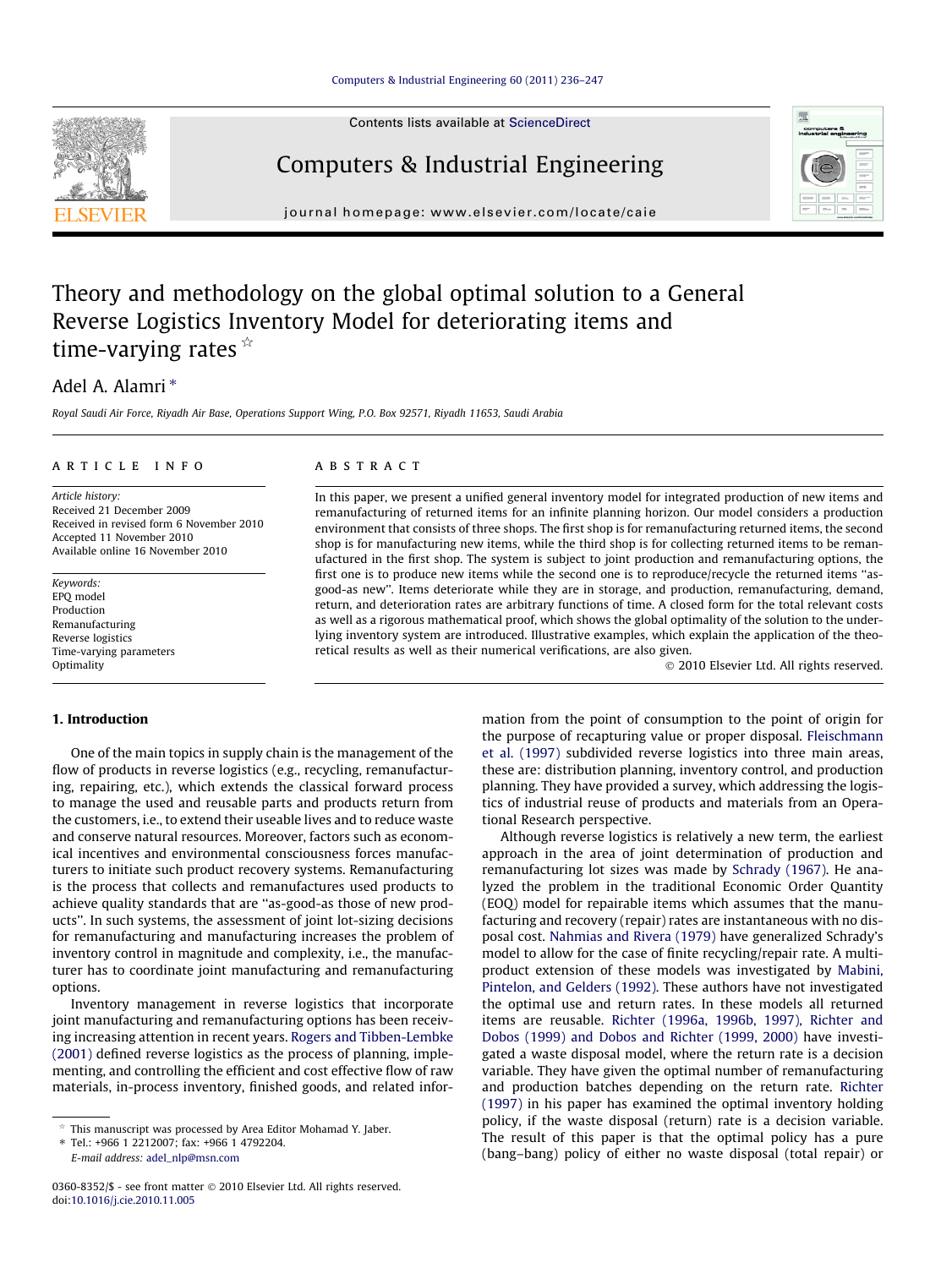# Theory and methodology on the global optimal solution to a General Reverse Logistics Inventory Model for deteriorating items and time-varying rates ☆

Adel A. Alamri *

*Royal Saudi Air Force, Riyadh Air Base, Operations Support Wing, P.O. Box 92571, Riyadh 11653, Saudi Arabia*

## ARTICLE INFO

*Article history:*
Received 21 December 2009
Received in revised form 6 November 2010
Accepted 11 November 2010
Available online 16 November 2010

*Keywords:*
EPQ model
Production
Remanufacturing
Reverse logistics
Time-varying parameters
Optimality

## ABSTRACT

In this paper, we present a unified general inventory model for integrated production of new items and remanufacturing of returned items for an infinite planning horizon. Our model considers a production environment that consists of three shops. The first shop is for remanufacturing returned items, the second shop is for manufacturing new items, while the third shop is for collecting returned items to be remanufactured in the first shop. The system is subject to joint production and remanufacturing options, the first one is to produce new items while the second one is to reproduce/recycle the returned items "as-good-as new". Items deteriorate while they are in storage, and production, remanufacturing, demand, return, and deterioration rates are arbitrary functions of time. A closed form for the total relevant costs as well as a rigorous mathematical proof, which shows the global optimality of the solution to the underlying inventory system are introduced. Illustrative examples, which explain the application of the theoretical results as well as their numerical verifications, are also given.

© 2010 Elsevier Ltd. All rights reserved.

## 1. Introduction

One of the main topics in supply chain is the management of the flow of products in reverse logistics (e.g., recycling, remanufacturing, repairing, etc.), which extends the classical forward process to manage the used and reusable parts and products return from the customers, i.e., to extend their useable lives and to reduce waste and conserve natural resources. Moreover, factors such as economical incentives and environmental consciousness forces manufacturers to initiate such product recovery systems. Remanufacturing is the process that collects and remanufactures used products to achieve quality standards that are "as-good-as those of new products". In such systems, the assessment of joint lot-sizing decisions for remanufacturing and manufacturing increases the problem of inventory control in magnitude and complexity, i.e., the manufacturer has to coordinate joint manufacturing and remanufacturing options.

Inventory management in reverse logistics that incorporate joint manufacturing and remanufacturing options has been receiving increasing attention in recent years. Rogers and Tibben-Lembke (2001) defined reverse logistics as the process of planning, implementing, and controlling the efficient and cost effective flow of raw materials, in-process inventory, finished goods, and related information from the point of consumption to the point of origin for the purpose of recapturing value or proper disposal. Fleischmann et al. (1997) subdivided reverse logistics into three main areas, these are: distribution planning, inventory control, and production planning. They have provided a survey, which addressing the logistics of industrial reuse of products and materials from an Operational Research perspective.

Although reverse logistics is relatively a new term, the earliest approach in the area of joint determination of production and remanufacturing lot sizes was made by Schrady (1967). He analyzed the problem in the traditional Economic Order Quantity (EOQ) model for repairable items which assumes that the manufacturing and recovery (repair) rates are instantaneous with no disposal cost. Nahmias and Rivera (1979) have generalized Schrady's model to allow for the case of finite recycling/repair rate. A multi-product extension of these models was investigated by Mabini, Pintelon, and Gelders (1992). These authors have not investigated the optimal use and return rates. In these models all returned items are reusable. Richter (1996a, 1996b, 1997), Richter and Dobos (1999) and Dobos and Richter (1999, 2000) have investigated a waste disposal model, where the return rate is a decision variable. They have given the optimal number of remanufacturing and production batches depending on the return rate. Richter (1997) in his paper has examined the optimal inventory holding policy, if the waste disposal (return) rate is a decision variable. The result of this paper is that the optimal policy has a pure (bang–bang) policy of either no waste disposal (total repair) or

☆ This manuscript was processed by Area Editor Mohamad Y. Jaber.
* Tel.: +966 1 2212007; fax: +966 1 4792204.
E-mail address: adel_nlp@msn.com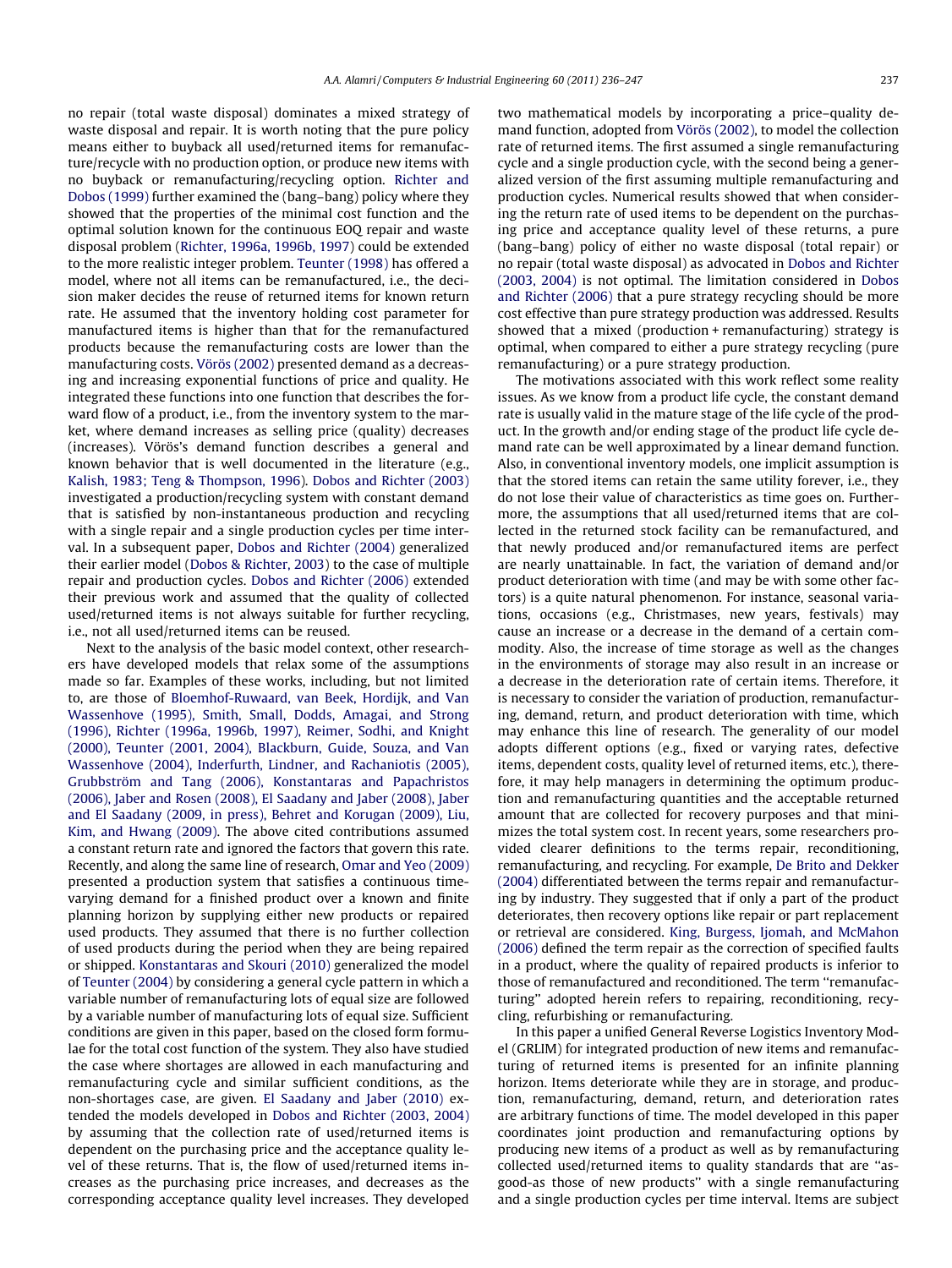no repair (total waste disposal) dominates a mixed strategy of waste disposal and repair. It is worth noting that the pure policy means either to buyback all used/returned items for remanufacture/recycle with no production option, or produce new items with no buyback or remanufacturing/recycling option. Richter and Dobos (1999) further examined the (bang–bang) policy where they showed that the properties of the minimal cost function and the optimal solution known for the continuous EOQ repair and waste disposal problem (Richter, 1996a, 1996b, 1997) could be extended to the more realistic integer problem. Teunter (1998) has offered a model, where not all items can be remanufactured, i.e., the decision maker decides the reuse of returned items for known return rate. He assumed that the inventory holding cost parameter for manufactured items is higher than that for the remanufactured products because the remanufacturing costs are lower than the manufacturing costs. Vörös (2002) presented demand as a decreasing and increasing exponential functions of price and quality. He integrated these functions into one function that describes the forward flow of a product, i.e., from the inventory system to the market, where demand increases as selling price (quality) decreases (increases). Vörös's demand function describes a general and known behavior that is well documented in the literature (e.g., Kalish, 1983; Teng & Thompson, 1996). Dobos and Richter (2003) investigated a production/recycling system with constant demand that is satisfied by non-instantaneous production and recycling with a single repair and a single production cycles per time interval. In a subsequent paper, Dobos and Richter (2004) generalized their earlier model (Dobos & Richter, 2003) to the case of multiple repair and production cycles. Dobos and Richter (2006) extended their previous work and assumed that the quality of collected used/returned items is not always suitable for further recycling, i.e., not all used/returned items can be reused.

Next to the analysis of the basic model context, other researchers have developed models that relax some of the assumptions made so far. Examples of these works, including, but not limited to, are those of Bloemhof-Ruwaard, van Beek, Hordijk, and Van Wassenhove (1995), Smith, Small, Dodds, Amagai, and Strong (1996), Richter (1996a, 1996b, 1997), Reimer, Sodhi, and Knight (2000), Teunter (2001, 2004), Blackburn, Guide, Souza, and Van Wassenhove (2004), Inderfurth, Lindner, and Rachaniotis (2005), Grubbström and Tang (2006), Konstantaras and Papachristos (2006), Jaber and Rosen (2008), El Saadany and Jaber (2008), Jaber and El Saadany (2009, in press), Behret and Korugan (2009), Liu, Kim, and Hwang (2009). The above cited contributions assumed a constant return rate and ignored the factors that govern this rate. Recently, and along the same line of research, Omar and Yeo (2009) presented a production system that satisfies a continuous time-varying demand for a finished product over a known and finite planning horizon by supplying either new products or repaired used products. They assumed that there is no further collection of used products during the period when they are being repaired or shipped. Konstantaras and Skouri (2010) generalized the model of Teunter (2004) by considering a general cycle pattern in which a variable number of remanufacturing lots of equal size are followed by a variable number of manufacturing lots of equal size. Sufficient conditions are given in this paper, based on the closed form formulae for the total cost function of the system. They also have studied the case where shortages are allowed in each manufacturing and remanufacturing cycle and similar sufficient conditions, as the non-shortages case, are given. El Saadany and Jaber (2010) extended the models developed in Dobos and Richter (2003, 2004) by assuming that the collection rate of used/returned items is dependent on the purchasing price and the acceptance quality level of these returns. That is, the flow of used/returned items increases as the purchasing price increases, and decreases as the corresponding acceptance quality level increases. They developed two mathematical models by incorporating a price–quality demand function, adopted from Vörös (2002), to model the collection rate of returned items. The first assumed a single remanufacturing cycle and a single production cycle, with the second being a generalized version of the first assuming multiple remanufacturing and production cycles. Numerical results showed that when considering the return rate of used items to be dependent on the purchasing price and acceptance quality level of these returns, a pure (bang–bang) policy of either no waste disposal (total repair) or no repair (total waste disposal) as advocated in Dobos and Richter (2003, 2004) is not optimal. The limitation considered in Dobos and Richter (2006) that a pure strategy recycling should be more cost effective than pure strategy production was addressed. Results showed that a mixed (production + remanufacturing) strategy is optimal, when compared to either a pure strategy recycling (pure remanufacturing) or a pure strategy production.

The motivations associated with this work reflect some reality issues. As we know from a product life cycle, the constant demand rate is usually valid in the mature stage of the life cycle of the product. In the growth and/or ending stage of the product life cycle demand rate can be well approximated by a linear demand function. Also, in conventional inventory models, one implicit assumption is that the stored items can retain the same utility forever, i.e., they do not lose their value of characteristics as time goes on. Furthermore, the assumptions that all used/returned items that are collected in the returned stock facility can be remanufactured, and that newly produced and/or remanufactured items are perfect are nearly unattainable. In fact, the variation of demand and/or product deterioration with time (and may be with some other factors) is a quite natural phenomenon. For instance, seasonal variations, occasions (e.g., Christmases, new years, festivals) may cause an increase or a decrease in the demand of a certain commodity. Also, the increase of time storage as well as the changes in the environments of storage may also result in an increase or a decrease in the deterioration rate of certain items. Therefore, it is necessary to consider the variation of production, remanufacturing, demand, return, and product deterioration with time, which may enhance this line of research. The generality of our model adopts different options (e.g., fixed or varying rates, defective items, dependent costs, quality level of returned items, etc.), therefore, it may help managers in determining the optimum production and remanufacturing quantities and the acceptable returned amount that are collected for recovery purposes and that minimizes the total system cost. In recent years, some researchers provided clearer definitions to the terms repair, reconditioning, remanufacturing, and recycling. For example, De Brito and Dekker (2004) differentiated between the terms repair and remanufacturing by industry. They suggested that if only a part of the product deteriorates, then recovery options like repair or part replacement or retrieval are considered. King, Burgess, Ijomah, and McMahon (2006) defined the term repair as the correction of specified faults in a product, where the quality of repaired products is inferior to those of remanufactured and reconditioned. The term "remanufacturing" adopted herein refers to repairing, reconditioning, recycling, refurbishing or remanufacturing.

In this paper a unified General Reverse Logistics Inventory Model (GRLIM) for integrated production of new items and remanufacturing of returned items is presented for an infinite planning horizon. Items deteriorate while they are in storage, and production, remanufacturing, demand, return, and deterioration rates are arbitrary functions of time. The model developed in this paper coordinates joint production and remanufacturing options by producing new items of a product as well as by remanufacturing collected used/returned items to quality standards that are "as-good-as those of new products" with a single remanufacturing and a single production cycles per time interval. Items are subject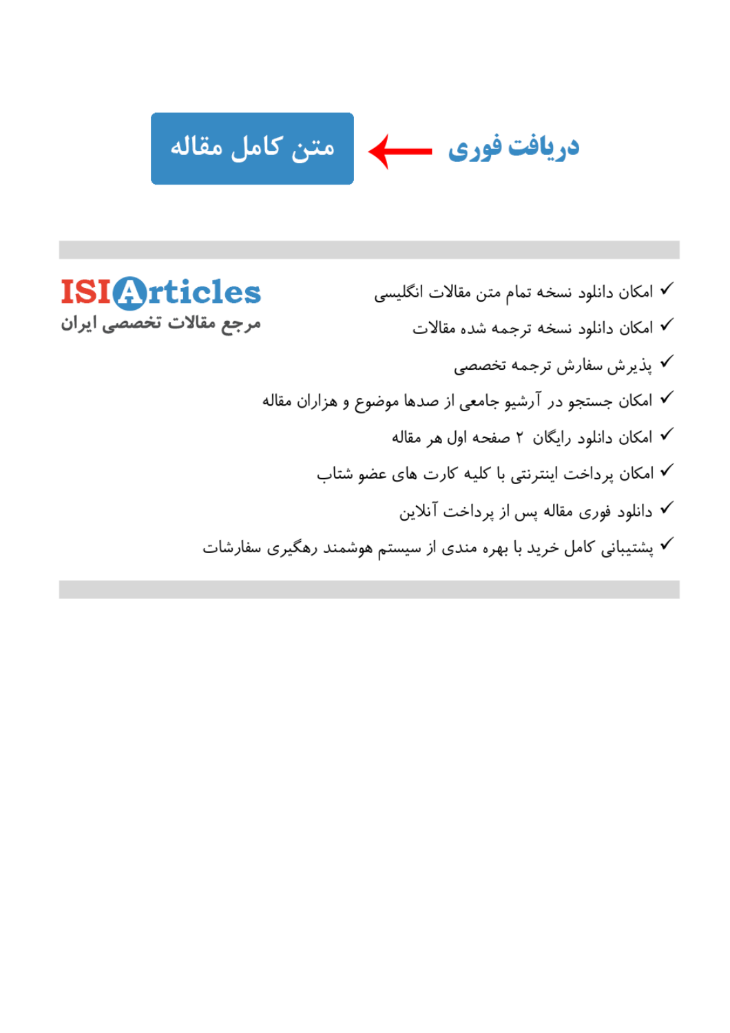دریافت فوری ← متن کامل مقاله

ISIArticles
مرجع مقالات تخصصی ایران

- ✓ امکان دانلود نسخه تمام متن مقالات انگلیسی
- ✓ امکان دانلود نسخه ترجمه شده مقالات
- ✓ پذیرش سفارش ترجمه تخصصی
- ✓ امکان جستجو در آرشیو جامعی از صدها موضوع و هزاران مقاله
- ✓ امکان دانلود رایگان ۲ صفحه اول هر مقاله
- ✓ امکان پرداخت اینترنتی با کلیه کارت های عضو شتاب
- ✓ دانلود فوری مقاله پس از پرداخت آنلاین
- ✓ پشتیبانی کامل خرید با بهره مندی از سیستم هوشمند رهگیری سفارشات